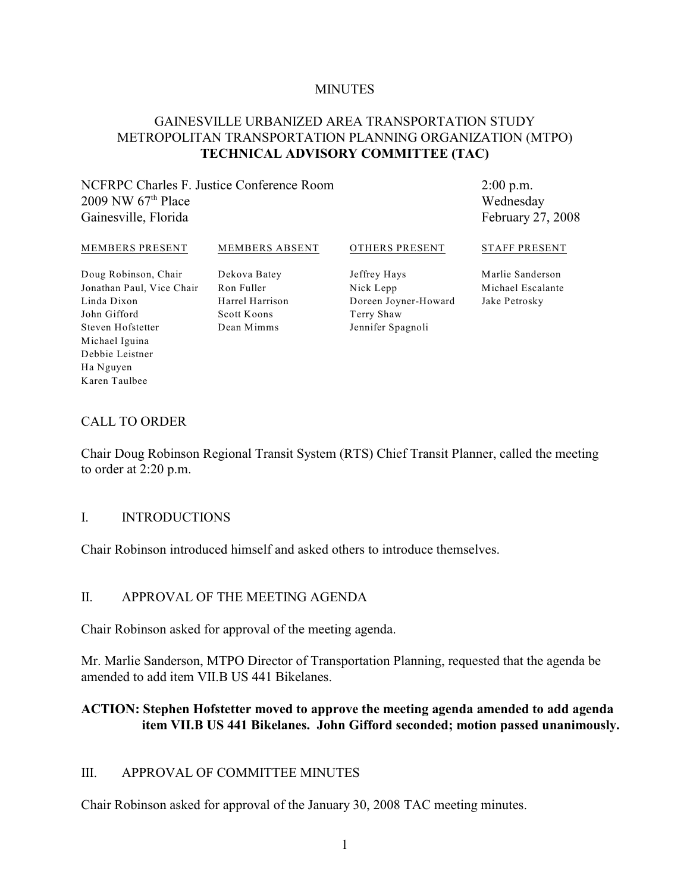MINUTES

# GAINESVILLE URBANIZED AREA TRANSPORTATION STUDY METROPOLITAN TRANSPORTATION PLANNING ORGANIZATION (MTPO) **TECHNICAL ADVISORY COMMITTEE (TAC)**

NCFRPC Charles F. Justice Conference Room
2009 NW 67th Place
Gainesville, Florida

2:00 p.m.
Wednesday
February 27, 2008

| MEMBERS PRESENT | MEMBERS ABSENT | OTHERS PRESENT | STAFF PRESENT |
|---|---|---|---|
| Doug Robinson, Chair | Dekova Batey | Jeffrey Hays | Marlie Sanderson |
| Jonathan Paul, Vice Chair | Ron Fuller | Nick Lepp | Michael Escalante |
| Linda Dixon | Harrel Harrison | Doreen Joyner-Howard | Jake Petrosky |
| John Gifford | Scott Koons | Terry Shaw | |
| Steven Hofstetter | Dean Mimms | Jennifer Spagnoli | |
| Michael Iguina | | | |
| Debbie Leistner | | | |
| Ha Nguyen | | | |
| Karen Taulbee | | | |

## CALL TO ORDER

Chair Doug Robinson Regional Transit System (RTS) Chief Transit Planner, called the meeting to order at 2:20 p.m.

## I. INTRODUCTIONS

Chair Robinson introduced himself and asked others to introduce themselves.

## II. APPROVAL OF THE MEETING AGENDA

Chair Robinson asked for approval of the meeting agenda.

Mr. Marlie Sanderson, MTPO Director of Transportation Planning, requested that the agenda be amended to add item VII.B US 441 Bikelanes.

**ACTION: Stephen Hofstetter moved to approve the meeting agenda amended to add agenda item VII.B US 441 Bikelanes. John Gifford seconded; motion passed unanimously.**

## III. APPROVAL OF COMMITTEE MINUTES

Chair Robinson asked for approval of the January 30, 2008 TAC meeting minutes.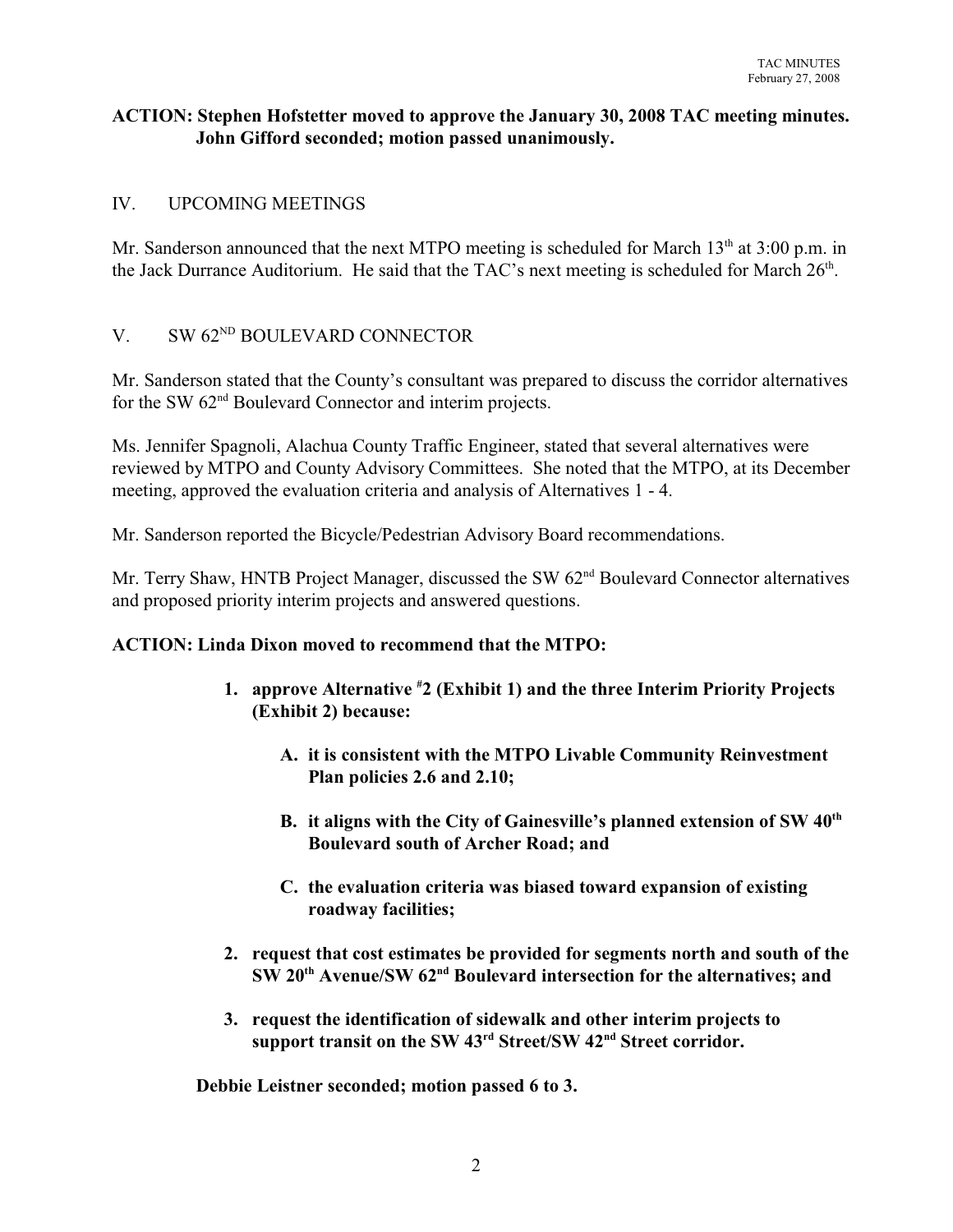**ACTION: Stephen Hofstetter moved to approve the January 30, 2008 TAC meeting minutes. John Gifford seconded; motion passed unanimously.**

## IV. UPCOMING MEETINGS

Mr. Sanderson announced that the next MTPO meeting is scheduled for March 13th at 3:00 p.m. in the Jack Durrance Auditorium. He said that the TAC's next meeting is scheduled for March 26th.

## V. SW 62ND BOULEVARD CONNECTOR

Mr. Sanderson stated that the County's consultant was prepared to discuss the corridor alternatives for the SW 62nd Boulevard Connector and interim projects.

Ms. Jennifer Spagnoli, Alachua County Traffic Engineer, stated that several alternatives were reviewed by MTPO and County Advisory Committees. She noted that the MTPO, at its December meeting, approved the evaluation criteria and analysis of Alternatives 1 - 4.

Mr. Sanderson reported the Bicycle/Pedestrian Advisory Board recommendations.

Mr. Terry Shaw, HNTB Project Manager, discussed the SW 62nd Boulevard Connector alternatives and proposed priority interim projects and answered questions.

**ACTION: Linda Dixon moved to recommend that the MTPO:**

1. **approve Alternative #2 (Exhibit 1) and the three Interim Priority Projects (Exhibit 2) because:**

   A. **it is consistent with the MTPO Livable Community Reinvestment Plan policies 2.6 and 2.10;**

   B. **it aligns with the City of Gainesville's planned extension of SW 40th Boulevard south of Archer Road; and**

   C. **the evaluation criteria was biased toward expansion of existing roadway facilities;**

2. **request that cost estimates be provided for segments north and south of the SW 20th Avenue/SW 62nd Boulevard intersection for the alternatives; and**

3. **request the identification of sidewalk and other interim projects to support transit on the SW 43rd Street/SW 42nd Street corridor.**

**Debbie Leistner seconded; motion passed 6 to 3.**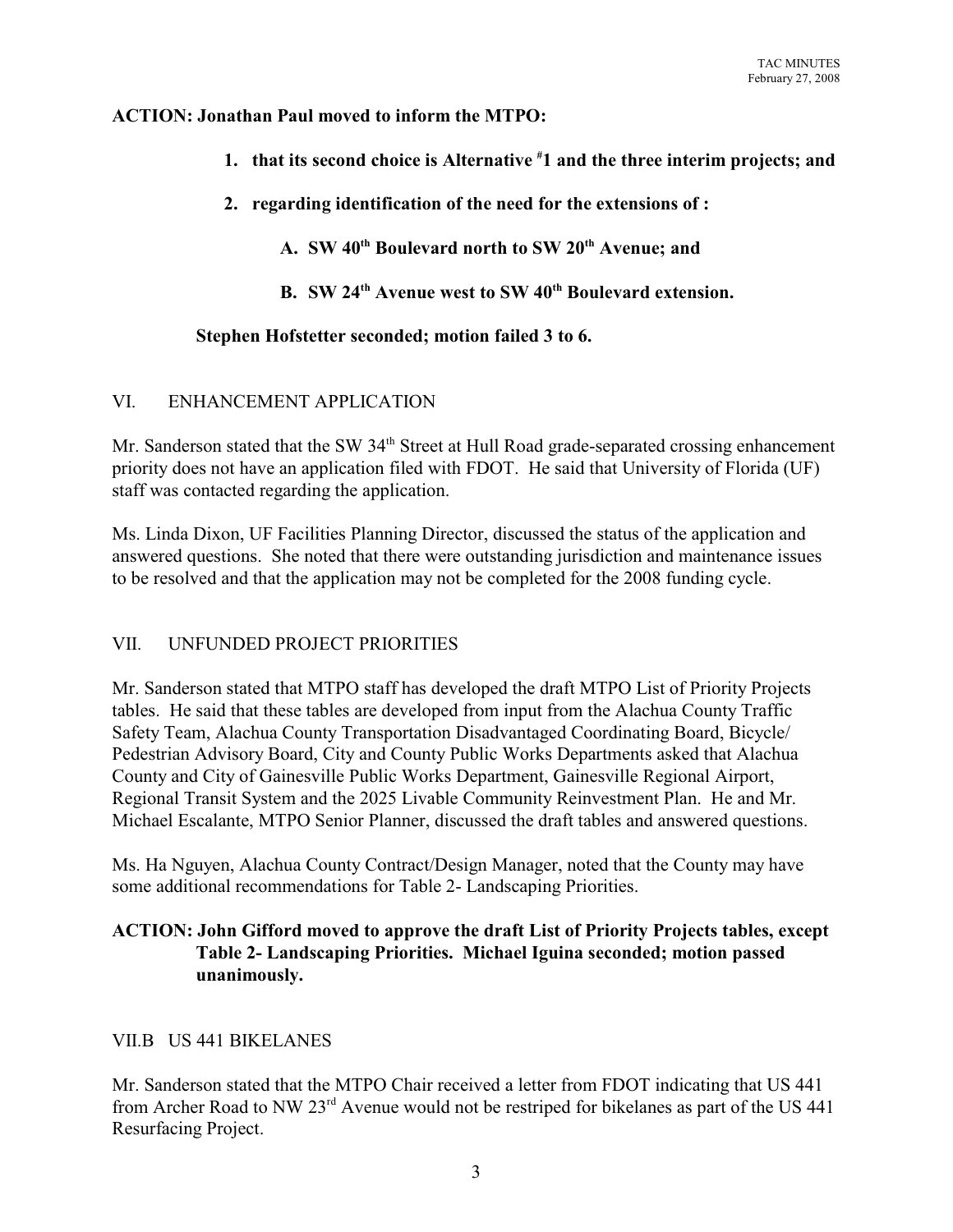**ACTION: Jonathan Paul moved to inform the MTPO:**

> **1. that its second choice is Alternative #1 and the three interim projects; and**
>
> **2. regarding identification of the need for the extensions of :**
>
> > **A. SW 40th Boulevard north to SW 20th Avenue; and**
> >
> > **B. SW 24th Avenue west to SW 40th Boulevard extension.**
>
> **Stephen Hofstetter seconded; motion failed 3 to 6.**

VI. ENHANCEMENT APPLICATION

Mr. Sanderson stated that the SW 34th Street at Hull Road grade-separated crossing enhancement priority does not have an application filed with FDOT. He said that University of Florida (UF) staff was contacted regarding the application.

Ms. Linda Dixon, UF Facilities Planning Director, discussed the status of the application and answered questions. She noted that there were outstanding jurisdiction and maintenance issues to be resolved and that the application may not be completed for the 2008 funding cycle.

VII. UNFUNDED PROJECT PRIORITIES

Mr. Sanderson stated that MTPO staff has developed the draft MTPO List of Priority Projects tables. He said that these tables are developed from input from the Alachua County Traffic Safety Team, Alachua County Transportation Disadvantaged Coordinating Board, Bicycle/ Pedestrian Advisory Board, City and County Public Works Departments asked that Alachua County and City of Gainesville Public Works Department, Gainesville Regional Airport, Regional Transit System and the 2025 Livable Community Reinvestment Plan. He and Mr. Michael Escalante, MTPO Senior Planner, discussed the draft tables and answered questions.

Ms. Ha Nguyen, Alachua County Contract/Design Manager, noted that the County may have some additional recommendations for Table 2- Landscaping Priorities.

**ACTION: John Gifford moved to approve the draft List of Priority Projects tables, except Table 2- Landscaping Priorities. Michael Iguina seconded; motion passed unanimously.**

VII.B US 441 BIKELANES

Mr. Sanderson stated that the MTPO Chair received a letter from FDOT indicating that US 441 from Archer Road to NW 23rd Avenue would not be restriped for bikelanes as part of the US 441 Resurfacing Project.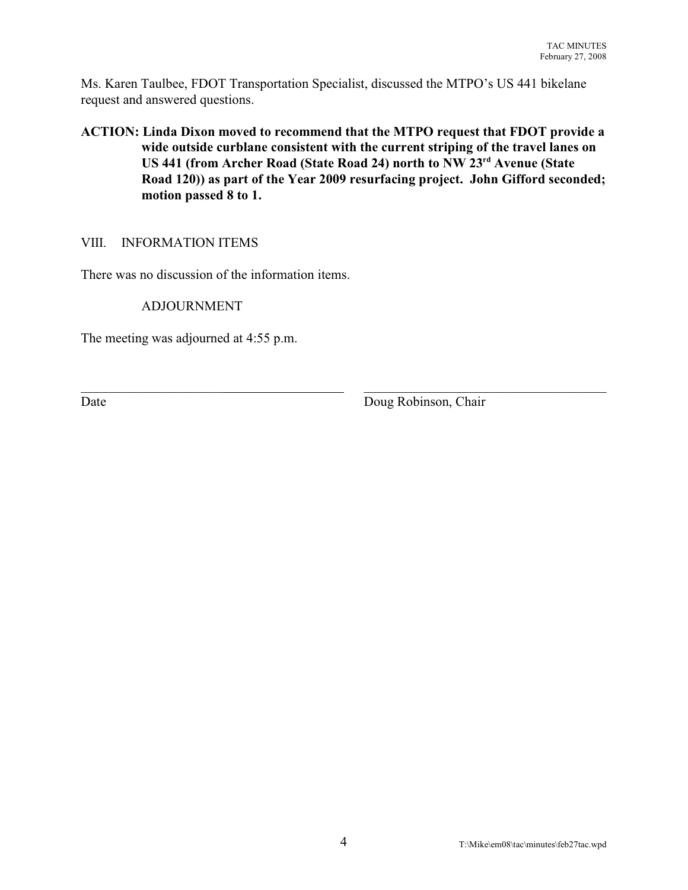Ms. Karen Taulbee, FDOT Transportation Specialist, discussed the MTPO's US 441 bikelane request and answered questions.

**ACTION: Linda Dixon moved to recommend that the MTPO request that FDOT provide a wide outside curblane consistent with the current striping of the travel lanes on US 441 (from Archer Road (State Road 24) north to NW 23rd Avenue (State Road 120)) as part of the Year 2009 resurfacing project. John Gifford seconded; motion passed 8 to 1.**

## VIII. INFORMATION ITEMS

There was no discussion of the information items.

## ADJOURNMENT

The meeting was adjourned at 4:55 p.m.

\_\_\_\_\_\_\_\_\_\_\_\_\_\_\_\_\_\_\_\_\_\_\_\_\_\_\_\_\_\_\_\_ \_\_\_\_\_\_\_\_\_\_\_\_\_\_\_\_\_\_\_\_\_\_\_\_\_\_\_\_\_\_\_\_

Date Doug Robinson, Chair

T:\Mike\em08\tac\minutes\feb27tac.wpd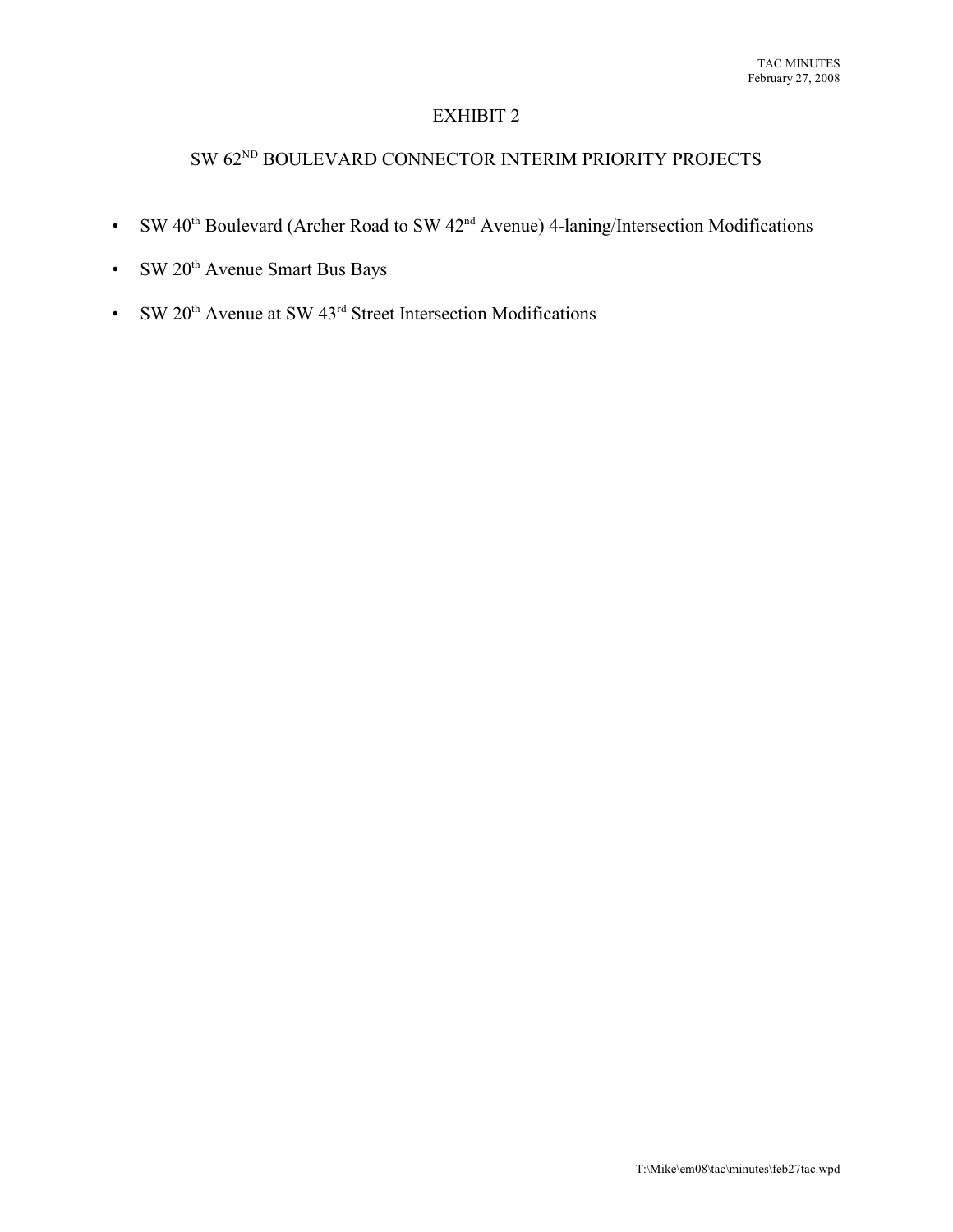# EXHIBIT 2

## SW 62ND BOULEVARD CONNECTOR INTERIM PRIORITY PROJECTS

- SW 40th Boulevard (Archer Road to SW 42nd Avenue) 4-laning/Intersection Modifications
- SW 20th Avenue Smart Bus Bays
- SW 20th Avenue at SW 43rd Street Intersection Modifications